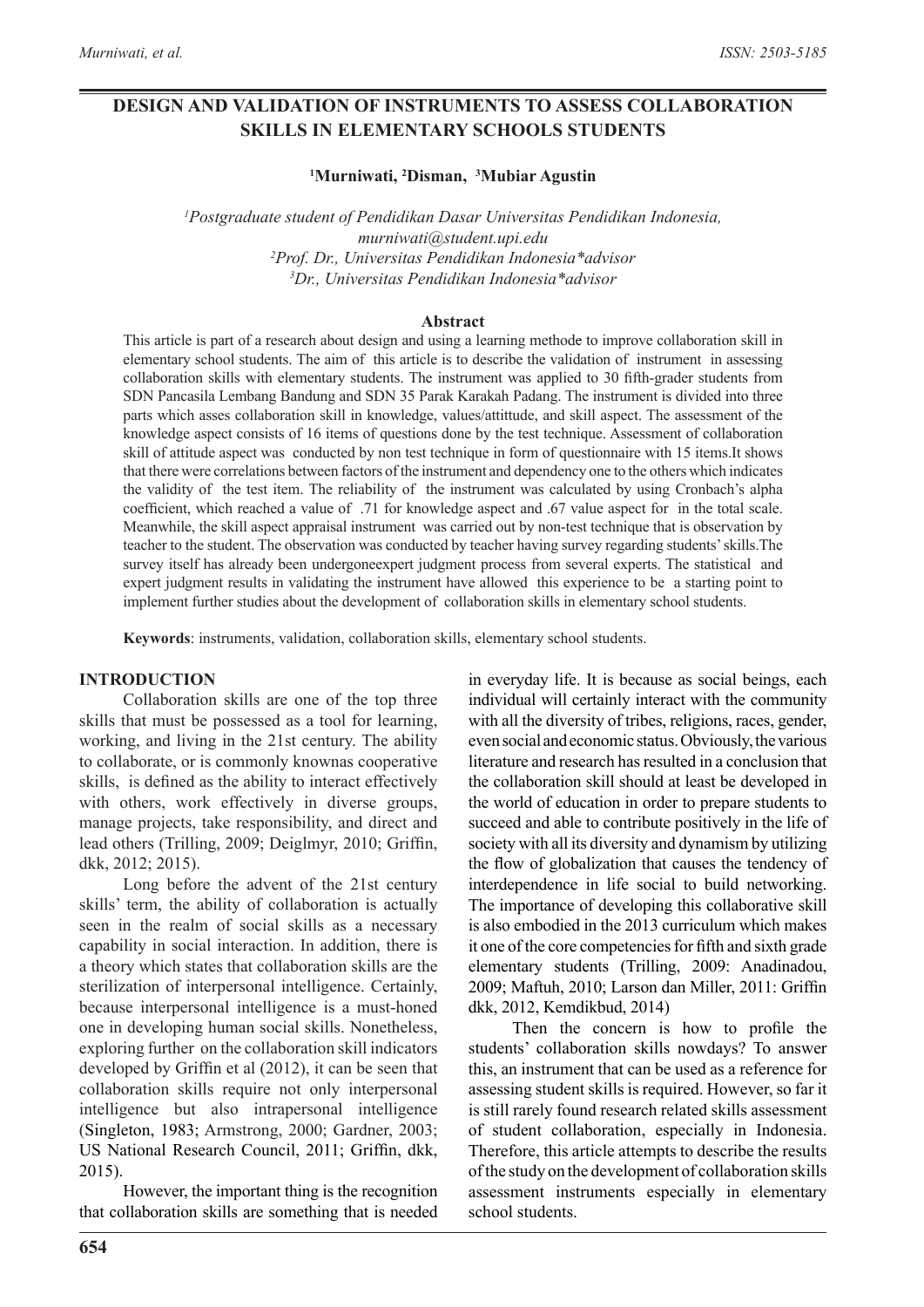# DESIGN AND VALIDATION OF INSTRUMENTS TO ASSESS COLLABORATION SKILLS IN ELEMENTARY SCHOOLS STUDENTS

**[1]Murniwati, [2]Disman, [3]Mubiar Agustin**

*[1]Postgraduate student of Pendidikan Dasar Universitas Pendidikan Indonesia, murniwati@student.upi.edu*
*[2]Prof. Dr., Universitas Pendidikan Indonesia\*advisor*
*[3]Dr., Universitas Pendidikan Indonesia\*advisor*

**Abstract**

This article is part of a research about design and using a learning methode to improve collaboration skill in elementary school students. The aim of this article is to describe the validation of instrument in assessing collaboration skills with elementary students. The instrument was applied to 30 fifth-grader students from SDN Pancasila Lembang Bandung and SDN 35 Parak Karakah Padang. The instrument is divided into three parts which asses collaboration skill in knowledge, values/attittude, and skill aspect. The assessment of the knowledge aspect consists of 16 items of questions done by the test technique. Assessment of collaboration skill of attitude aspect was conducted by non test technique in form of questionnaire with 15 items.It shows that there were correlations between factors of the instrument and dependency one to the others which indicates the validity of the test item. The reliability of the instrument was calculated by using Cronbach's alpha coefficient, which reached a value of .71 for knowledge aspect and .67 value aspect for in the total scale. Meanwhile, the skill aspect appraisal instrument was carried out by non-test technique that is observation by teacher to the student. The observation was conducted by teacher having survey regarding students' skills.The survey itself has already been undergoneexpert judgment process from several experts. The statistical and expert judgment results in validating the instrument have allowed this experience to be a starting point to implement further studies about the development of collaboration skills in elementary school students.

**Keywords**: instruments, validation, collaboration skills, elementary school students.

## INTRODUCTION

Collaboration skills are one of the top three skills that must be possessed as a tool for learning, working, and living in the 21st century. The ability to collaborate, or is commonly knownas cooperative skills, is defined as the ability to interact effectively with others, work effectively in diverse groups, manage projects, take responsibility, and direct and lead others (Trilling, 2009; Deiglmyr, 2010; Griffin, dkk, 2012; 2015).

Long before the advent of the 21st century skills' term, the ability of collaboration is actually seen in the realm of social skills as a necessary capability in social interaction. In addition, there is a theory which states that collaboration skills are the sterilization of interpersonal intelligence. Certainly, because interpersonal intelligence is a must-honed one in developing human social skills. Nonetheless, exploring further on the collaboration skill indicators developed by Griffin et al (2012), it can be seen that collaboration skills require not only interpersonal intelligence but also intrapersonal intelligence (Singleton, 1983; Armstrong, 2000; Gardner, 2003; US National Research Council, 2011; Griffin, dkk, 2015).

However, the important thing is the recognition that collaboration skills are something that is needed in everyday life. It is because as social beings, each individual will certainly interact with the community with all the diversity of tribes, religions, races, gender, even social and economic status. Obviously, the various literature and research has resulted in a conclusion that the collaboration skill should at least be developed in the world of education in order to prepare students to succeed and able to contribute positively in the life of society with all its diversity and dynamism by utilizing the flow of globalization that causes the tendency of interdependence in life social to build networking. The importance of developing this collaborative skill is also embodied in the 2013 curriculum which makes it one of the core competencies for fifth and sixth grade elementary students (Trilling, 2009: Anadinadou, 2009; Maftuh, 2010; Larson dan Miller, 2011: Griffin dkk, 2012, Kemdikbud, 2014)

Then the concern is how to profile the students' collaboration skills nowdays? To answer this, an instrument that can be used as a reference for assessing student skills is required. However, so far it is still rarely found research related skills assessment of student collaboration, especially in Indonesia. Therefore, this article attempts to describe the results of the study on the development of collaboration skills assessment instruments especially in elementary school students.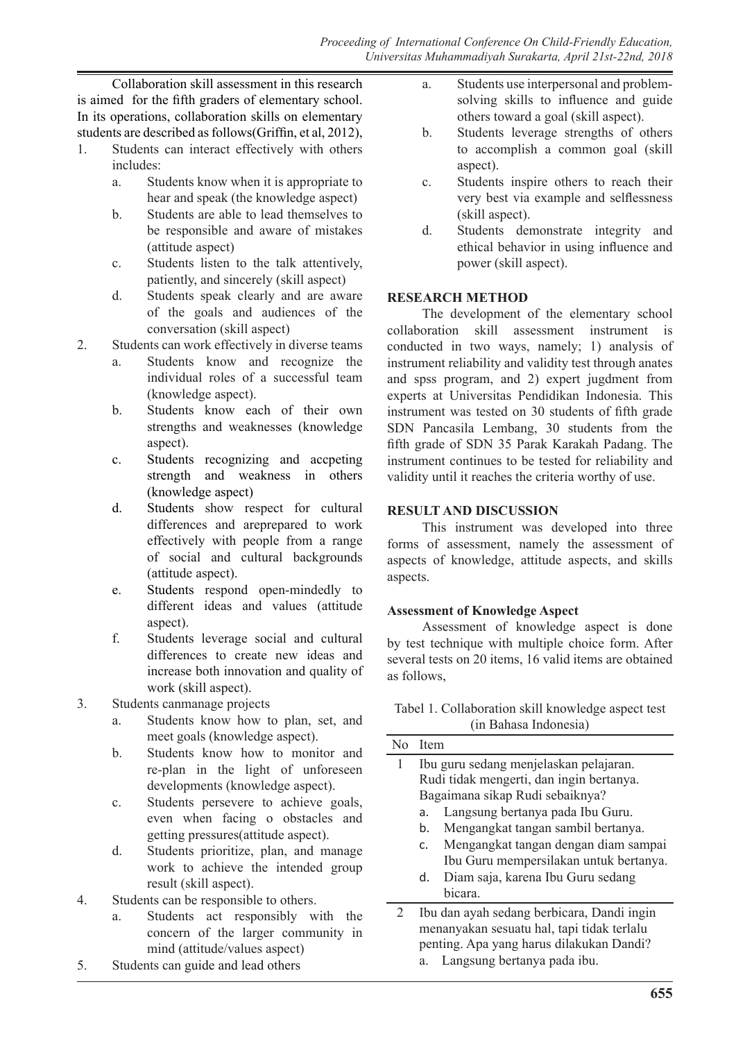Collaboration skill assessment in this research is aimed for the fifth graders of elementary school. In its operations, collaboration skills on elementary students are described as follows(Griffin, et al, 2012),

1. Students can interact effectively with others includes:
   a. Students know when it is appropriate to hear and speak (the knowledge aspect)
   b. Students are able to lead themselves to be responsible and aware of mistakes (attitude aspect)
   c. Students listen to the talk attentively, patiently, and sincerely (skill aspect)
   d. Students speak clearly and are aware of the goals and audiences of the conversation (skill aspect)
2. Students can work effectively in diverse teams
   a. Students know and recognize the individual roles of a successful team (knowledge aspect).
   b. Students know each of their own strengths and weaknesses (knowledge aspect).
   c. Students recognizing and accpeting strength and weakness in others (knowledge aspect)
   d. Students show respect for cultural differences and areprepared to work effectively with people from a range of social and cultural backgrounds (attitude aspect).
   e. Students respond open-mindedly to different ideas and values (attitude aspect).
   f. Students leverage social and cultural differences to create new ideas and increase both innovation and quality of work (skill aspect).
3. Students canmanage projects
   a. Students know how to plan, set, and meet goals (knowledge aspect).
   b. Students know how to monitor and re-plan in the light of unforeseen developments (knowledge aspect).
   c. Students persevere to achieve goals, even when facing o obstacles and getting pressures(attitude aspect).
   d. Students prioritize, plan, and manage work to achieve the intended group result (skill aspect).
4. Students can be responsible to others.
   a. Students act responsibly with the concern of the larger community in mind (attitude/values aspect)
5. Students can guide and lead others
   a. Students use interpersonal and problem-solving skills to influence and guide others toward a goal (skill aspect).
   b. Students leverage strengths of others to accomplish a common goal (skill aspect).
   c. Students inspire others to reach their very best via example and selflessness (skill aspect).
   d. Students demonstrate integrity and ethical behavior in using influence and power (skill aspect).

## RESEARCH METHOD

The development of the elementary school collaboration skill assessment instrument is conducted in two ways, namely; 1) analysis of instrument reliability and validity test through anates and spss program, and 2) expert jugdment from experts at Universitas Pendidikan Indonesia. This instrument was tested on 30 students of fifth grade SDN Pancasila Lembang, 30 students from the fifth grade of SDN 35 Parak Karakah Padang. The instrument continues to be tested for reliability and validity until it reaches the criteria worthy of use.

## RESULT AND DISCUSSION

This instrument was developed into three forms of assessment, namely the assessment of aspects of knowledge, attitude aspects, and skills aspects.

### Assessment of Knowledge Aspect

Assessment of knowledge aspect is done by test technique with multiple choice form. After several tests on 20 items, 16 valid items are obtained as follows,

Tabel 1. Collaboration skill knowledge aspect test (in Bahasa Indonesia)

| No | Item |
|---|---|
| 1 | Ibu guru sedang menjelaskan pelajaran. Rudi tidak mengerti, dan ingin bertanya. Bagaimana sikap Rudi sebaiknya?<br>a. Langsung bertanya pada Ibu Guru.<br>b. Mengangkat tangan sambil bertanya.<br>c. Mengangkat tangan dengan diam sampai Ibu Guru mempersilakan untuk bertanya.<br>d. Diam saja, karena Ibu Guru sedang bicara. |
| 2 | Ibu dan ayah sedang berbicara, Dandi ingin menanyakan sesuatu hal, tapi tidak terlalu penting. Apa yang harus dilakukan Dandi?<br>a. Langsung bertanya pada ibu. |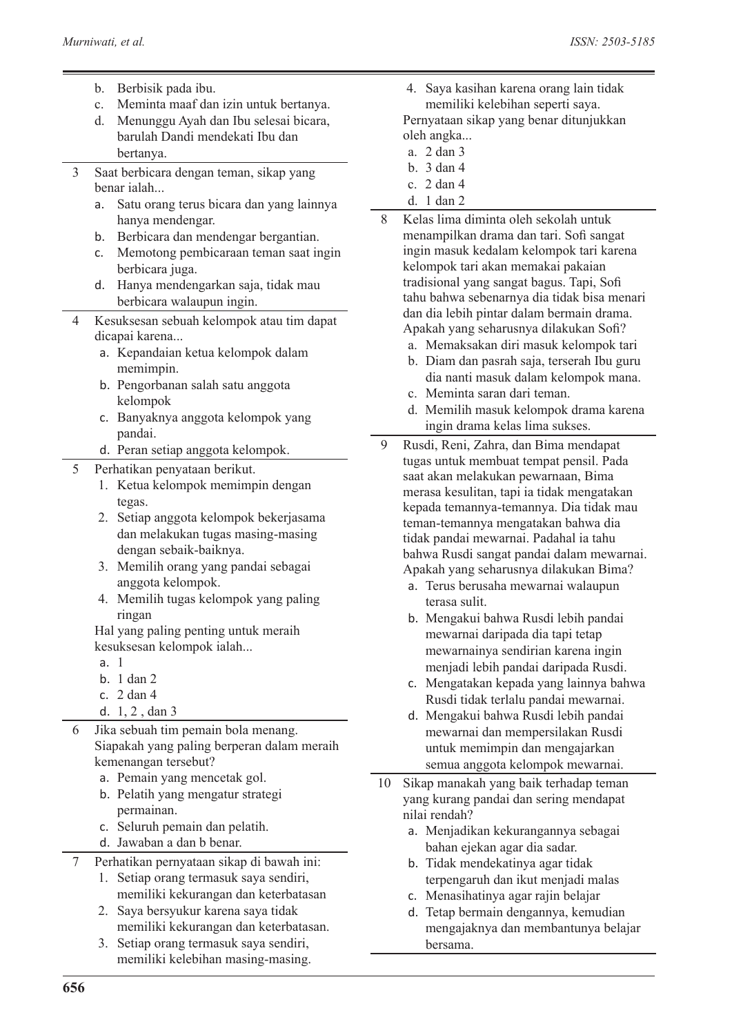b. Berbisik pada ibu.
c. Meminta maaf dan izin untuk bertanya.
d. Menunggu Ayah dan Ibu selesai bicara, barulah Dandi mendekati Ibu dan bertanya.

3 Saat berbicara dengan teman, sikap yang benar ialah...
a. Satu orang terus bicara dan yang lainnya hanya mendengar.
b. Berbicara dan mendengar bergantian.
c. Memotong pembicaraan teman saat ingin berbicara juga.
d. Hanya mendengarkan saja, tidak mau berbicara walaupun ingin.

4 Kesuksesan sebuah kelompok atau tim dapat dicapai karena...
a. Kepandaian ketua kelompok dalam memimpin.
b. Pengorbanan salah satu anggota kelompok
c. Banyaknya anggota kelompok yang pandai.
d. Peran setiap anggota kelompok.

5 Perhatikan penyataan berikut.
1. Ketua kelompok memimpin dengan tegas.
2. Setiap anggota kelompok bekerjasama dan melakukan tugas masing-masing dengan sebaik-baiknya.
3. Memilih orang yang pandai sebagai anggota kelompok.
4. Memilih tugas kelompok yang paling ringan

Hal yang paling penting untuk meraih kesuksesan kelompok ialah...
a. 1
b. 1 dan 2
c. 2 dan 4
d. 1, 2 , dan 3

6 Jika sebuah tim pemain bola menang. Siapakah yang paling berperan dalam meraih kemenangan tersebut?
a. Pemain yang mencetak gol.
b. Pelatih yang mengatur strategi permainan.
c. Seluruh pemain dan pelatih.
d. Jawaban a dan b benar.

7 Perhatikan pernyataan sikap di bawah ini:
1. Setiap orang termasuk saya sendiri, memiliki kekurangan dan keterbatasan
2. Saya bersyukur karena saya tidak memiliki kekurangan dan keterbatasan.
3. Setiap orang termasuk saya sendiri, memiliki kelebihan masing-masing.
4. Saya kasihan karena orang lain tidak memiliki kelebihan seperti saya.

Pernyataan sikap yang benar ditunjukkan oleh angka...
a. 2 dan 3
b. 3 dan 4
c. 2 dan 4
d. 1 dan 2

8 Kelas lima diminta oleh sekolah untuk menampilkan drama dan tari. Sofi sangat ingin masuk kedalam kelompok tari karena kelompok tari akan memakai pakaian tradisional yang sangat bagus. Tapi, Sofi tahu bahwa sebenarnya dia tidak bisa menari dan dia lebih pintar dalam bermain drama. Apakah yang seharusnya dilakukan Sofi?
a. Memaksakan diri masuk kelompok tari
b. Diam dan pasrah saja, terserah Ibu guru dia nanti masuk dalam kelompok mana.
c. Meminta saran dari teman.
d. Memilih masuk kelompok drama karena ingin drama kelas lima sukses.

9 Rusdi, Reni, Zahra, dan Bima mendapat tugas untuk membuat tempat pensil. Pada saat akan melakukan pewarnaan, Bima merasa kesulitan, tapi ia tidak mengatakan kepada temannya-temannya. Dia tidak mau teman-temannya mengatakan bahwa dia tidak pandai mewarnai. Padahal ia tahu bahwa Rusdi sangat pandai dalam mewarnai. Apakah yang seharusnya dilakukan Bima?
a. Terus berusaha mewarnai walaupun terasa sulit.
b. Mengakui bahwa Rusdi lebih pandai mewarnai daripada dia tapi tetap mewarnainya sendirian karena ingin menjadi lebih pandai daripada Rusdi.
c. Mengatakan kepada yang lainnya bahwa Rusdi tidak terlalu pandai mewarnai.
d. Mengakui bahwa Rusdi lebih pandai mewarnai dan mempersilakan Rusdi untuk memimpin dan mengajarkan semua anggota kelompok mewarnai.

10 Sikap manakah yang baik terhadap teman yang kurang pandai dan sering mendapat nilai rendah?
a. Menjadikan kekurangannya sebagai bahan ejekan agar dia sadar.
b. Tidak mendekatinya agar tidak terpengaruh dan ikut menjadi malas
c. Menasihatinya agar rajin belajar
d. Tetap bermain dengannya, kemudian mengajaknya dan membantunya belajar bersama.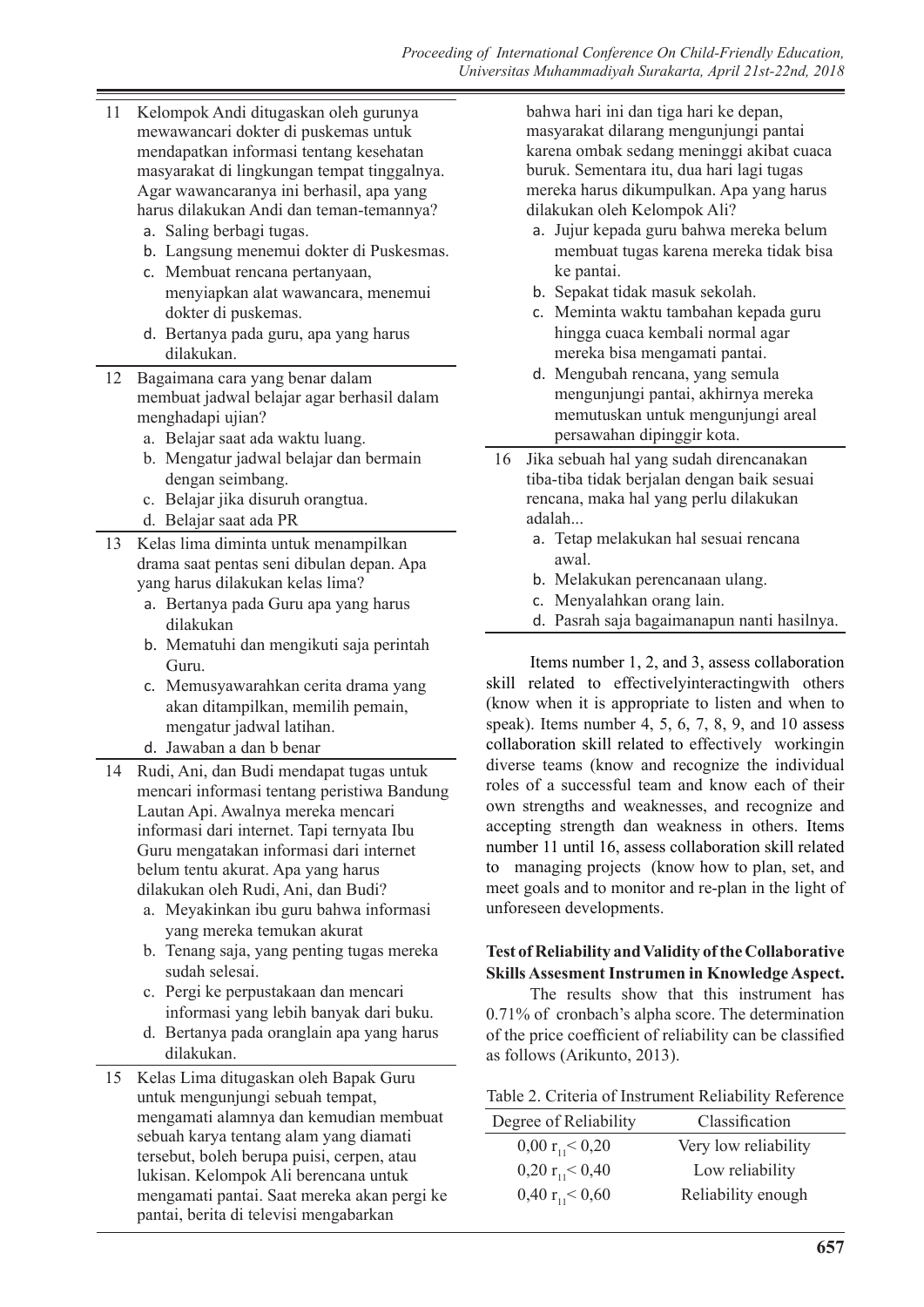| | |
|---|---|
| 11 | Kelompok Andi ditugaskan oleh gurunya mewawancari dokter di puskemas untuk mendapatkan informasi tentang kesehatan masyarakat di lingkungan tempat tinggalnya. Agar wawancaranya ini berhasil, apa yang harus dilakukan Andi dan teman-temannya?<br>a. Saling berbagi tugas.<br>b. Langsung menemui dokter di Puskesmas.<br>c. Membuat rencana pertanyaan, menyiapkan alat wawancara, menemui dokter di puskemas.<br>d. Bertanya pada guru, apa yang harus dilakukan. |
| 12 | Bagaimana cara yang benar dalam membuat jadwal belajar agar berhasil dalam menghadapi ujian?<br>a. Belajar saat ada waktu luang.<br>b. Mengatur jadwal belajar dan bermain dengan seimbang.<br>c. Belajar jika disuruh orangtua.<br>d. Belajar saat ada PR |
| 13 | Kelas lima diminta untuk menampilkan drama saat pentas seni dibulan depan. Apa yang harus dilakukan kelas lima?<br>a. Bertanya pada Guru apa yang harus dilakukan<br>b. Mematuhi dan mengikuti saja perintah Guru.<br>c. Memusyawarahkan cerita drama yang akan ditampilkan, memilih pemain, mengatur jadwal latihan.<br>d. Jawaban a dan b benar |
| 14 | Rudi, Ani, dan Budi mendapat tugas untuk mencari informasi tentang peristiwa Bandung Lautan Api. Awalnya mereka mencari informasi dari internet. Tapi ternyata Ibu Guru mengatakan informasi dari internet belum tentu akurat. Apa yang harus dilakukan oleh Rudi, Ani, dan Budi?<br>a. Meyakinkan ibu guru bahwa informasi yang mereka temukan akurat<br>b. Tenang saja, yang penting tugas mereka sudah selesai.<br>c. Pergi ke perpustakaan dan mencari informasi yang lebih banyak dari buku.<br>d. Bertanya pada oranglain apa yang harus dilakukan. |
| 15 | Kelas Lima ditugaskan oleh Bapak Guru untuk mengunjungi sebuah tempat, mengamati alamnya dan kemudian membuat sebuah karya tentang alam yang diamati tersebut, boleh berupa puisi, cerpen, atau lukisan. Kelompok Ali berencana untuk mengamati pantai. Saat mereka akan pergi ke pantai, berita di televisi mengabarkan bahwa hari ini dan tiga hari ke depan, masyarakat dilarang mengunjingi pantai karena ombak sedang meninggi akibat cuaca buruk. Sementara itu, dua hari lagi tugas mereka harus dikumpulkan. Apa yang harus dilakukan oleh Kelompok Ali?<br>a. Jujur kepada guru bahwa mereka belum membuat tugas karena mereka tidak bisa ke pantai.<br>b. Sepakat tidak masuk sekolah.<br>c. Meminta waktu tambahan kepada guru hingga cuaca kembali normal agar mereka bisa mengamati pantai.<br>d. Mengubah rencana, yang semula mengunjungi pantai, akhirnya mereka memutuskan untuk mengunjungi areal persawahan dipinggir kota. |
| 16 | Jika sebuah hal yang sudah direncanakan tiba-tiba tidak berjalan dengan baik sesuai rencana, maka hal yang perlu dilakukan adalah...<br>a. Tetap melakukan hal sesuai rencana awal.<br>b. Melakukan perencanaan ulang.<br>c. Menyalahkan orang lain.<br>d. Pasrah saja bagaimanapun nanti hasilnya. |

Items number 1, 2, and 3, assess collaboration skill related to effectivelyinteractingwith others (know when it is appropriate to listen and when to speak). Items number 4, 5, 6, 7, 8, 9, and 10 assess collaboration skill related to effectively workingin diverse teams (know and recognize the individual roles of a successful team and know each of their own strengths and weaknesses, and recognize and accepting strength dan weakness in others. Items number 11 until 16, assess collaboration skill related to managing projects (know how to plan, set, and meet goals and to monitor and re-plan in the light of unforeseen developments.

**Test of Reliability and Validity of the Collaborative Skills Assesment Instrumen in Knowledge Aspect.**

The results show that this instrument has 0.71% of cronbach's alpha score. The determination of the price coefficient of reliability can be classified as follows (Arikunto, 2013).

Table 2. Criteria of Instrument Reliability Reference

| Degree of Reliability | Classification |
|---|---|
| $0,00\ r_{11} < 0,20$ | Very low reliability |
| $0,20\ r_{11} < 0,40$ | Low reliability |
| $0,40\ r_{11} < 0,60$ | Reliability enough |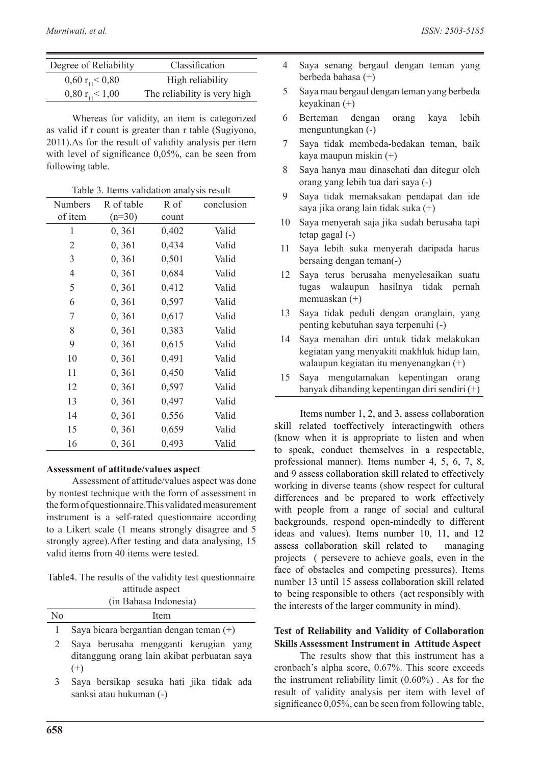| Degree of Reliability | Classification |
|---|---|
| 0,60 $r_{11}$< 0,80 | High reliability |
| 0,80 $r_{11}$< 1,00 | The reliability is very high |

Whereas for validity, an item is categorized as valid if r count is greater than r table (Sugiyono, 2011).As for the result of validity analysis per item with level of significance 0,05%, can be seen from following table.

Table 3. Items validation analysis result

| Numbers of item | R of table (n=30) | R of count | conclusion |
|---|---|---|---|
| 1 | 0, 361 | 0,402 | Valid |
| 2 | 0, 361 | 0,434 | Valid |
| 3 | 0, 361 | 0,501 | Valid |
| 4 | 0, 361 | 0,684 | Valid |
| 5 | 0, 361 | 0,412 | Valid |
| 6 | 0, 361 | 0,597 | Valid |
| 7 | 0, 361 | 0,617 | Valid |
| 8 | 0, 361 | 0,383 | Valid |
| 9 | 0, 361 | 0,615 | Valid |
| 10 | 0, 361 | 0,491 | Valid |
| 11 | 0, 361 | 0,450 | Valid |
| 12 | 0, 361 | 0,597 | Valid |
| 13 | 0, 361 | 0,497 | Valid |
| 14 | 0, 361 | 0,556 | Valid |
| 15 | 0, 361 | 0,659 | Valid |
| 16 | 0, 361 | 0,493 | Valid |

**Assessment of attitude/values aspect**

Assessment of attitude/values aspect was done by nontest technique with the form of assessment in the form of questionnaire.This validated measurement instrument is a self-rated questionnaire according to a Likert scale (1 means strongly disagree and 5 strongly agree).After testing and data analysing, 15 valid items from 40 items were tested.

Table4. The results of the validity test questionnaire attitude aspect (in Bahasa Indonesia)

| No | Item |
|---|---|
| 1 | Saya bicara bergantian dengan teman (+) |
| 2 | Saya berusaha mengganti kerugian yang ditanggung orang lain akibat perbuatan saya (+) |
| 3 | Saya bersikap sesuka hati jika tidak ada sanksi atau hukuman (-) |
| 4 | Saya senang bergaul dengan teman yang berbeda bahasa (+) |
| 5 | Saya mau bergaul dengan teman yang berbeda keyakinan (+) |
| 6 | Berteman dengan orang kaya lebih menguntungkan (-) |
| 7 | Saya tidak membeda-bedakan teman, baik kaya maupun miskin (+) |
| 8 | Saya hanya mau dinasehati dan ditegur oleh orang yang lebih tua dari saya (-) |
| 9 | Saya tidak memaksakan pendapat dan ide saya jika orang lain tidak suka (+) |
| 10 | Saya menyerah saja jika sudah berusaha tapi tetap gagal (-) |
| 11 | Saya lebih suka menyerah daripada harus bersaing dengan teman(-) |
| 12 | Saya terus berusaha menyelesaikan suatu tugas walaupun hasilnya tidak pernah memuaskan (+) |
| 13 | Saya tidak peduli dengan oranglain, yang penting kebutuhan saya terpenuhi (-) |
| 14 | Saya menahan diri untuk tidak melakukan kegiatan yang menyakiti makhluk hidup lain, walaupun kegiatan itu menyenangkan (+) |
| 15 | Saya mengutamakan kepentingan orang banyak dibanding kepentingan diri sendiri (+) |

Items number 1, 2, and 3, assess collaboration skill related toeffectively interactingwith others (know when it is appropriate to listen and when to speak, conduct themselves in a respectable, professional manner). Items number 4, 5, 6, 7, 8, and 9 assess collaboration skill related to effectively working in diverse teams (show respect for cultural differences and be prepared to work effectively with people from a range of social and cultural backgrounds, respond open-mindedly to different ideas and values). Items number 10, 11, and 12 assess collaboration skill related to managing projects ( persevere to achieve goals, even in the face of obstacles and competing pressures). Items number 13 until 15 assess collaboration skill related to being responsible to others (act responsibly with the interests of the larger community in mind).

**Test of Reliability and Validity of Collaboration Skills Assessment Instrument in Attitude Aspect**

The results show that this instrument has a cronbach's alpha score, 0.67%. This score exceeds the instrument reliability limit (0.60%) . As for the result of validity analysis per item with level of significance 0,05%, can be seen from following table,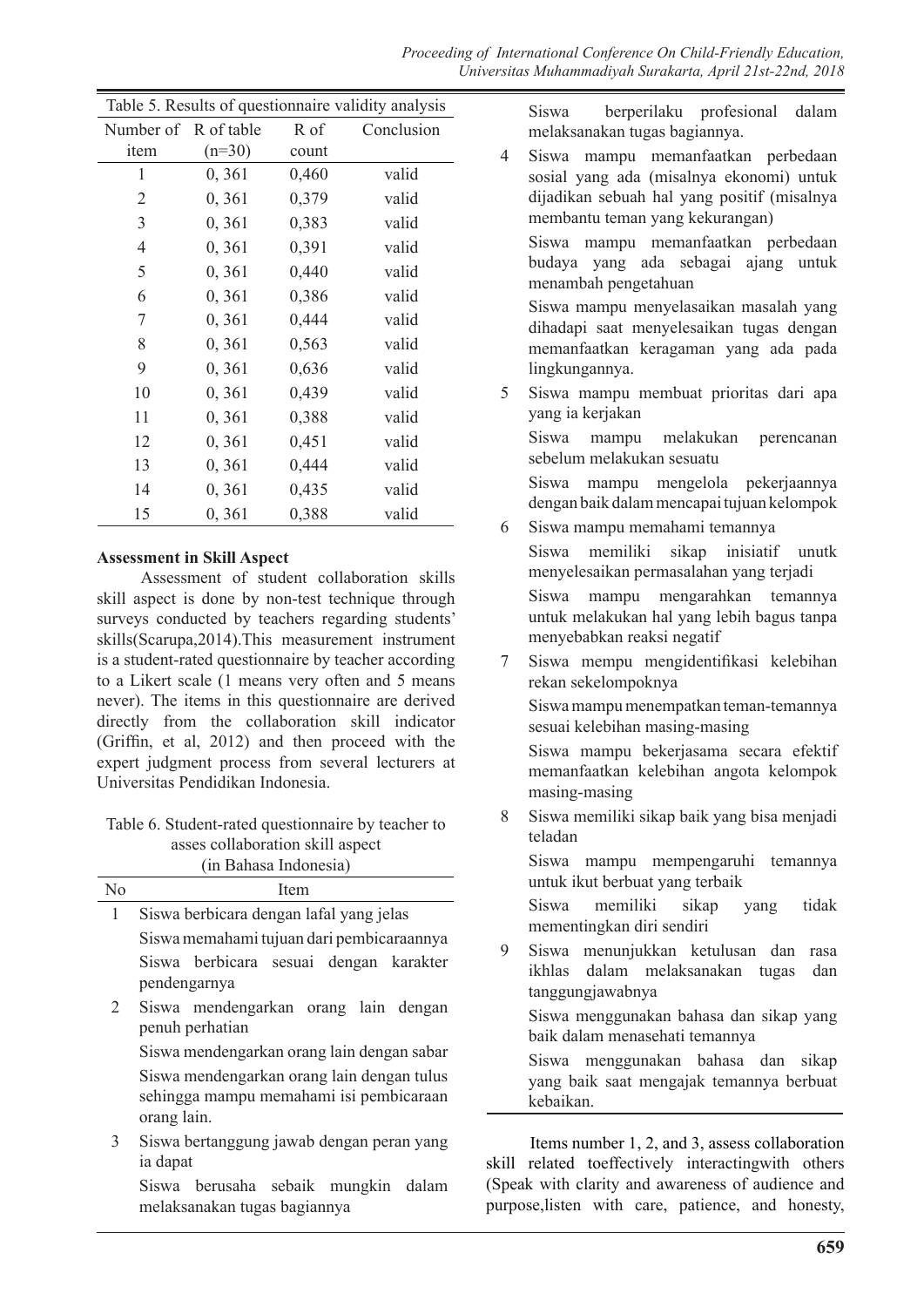Table 5. Results of questionnaire validity analysis

| Number of item | R of table (n=30) | R of count | Conclusion |
|---|---|---|---|
| 1 | 0, 361 | 0,460 | valid |
| 2 | 0, 361 | 0,379 | valid |
| 3 | 0, 361 | 0,383 | valid |
| 4 | 0, 361 | 0,391 | valid |
| 5 | 0, 361 | 0,440 | valid |
| 6 | 0, 361 | 0,386 | valid |
| 7 | 0, 361 | 0,444 | valid |
| 8 | 0, 361 | 0,563 | valid |
| 9 | 0, 361 | 0,636 | valid |
| 10 | 0, 361 | 0,439 | valid |
| 11 | 0, 361 | 0,388 | valid |
| 12 | 0, 361 | 0,451 | valid |
| 13 | 0, 361 | 0,444 | valid |
| 14 | 0, 361 | 0,435 | valid |
| 15 | 0, 361 | 0,388 | valid |

**Assessment in Skill Aspect**

Assessment of student collaboration skills skill aspect is done by non-test technique through surveys conducted by teachers regarding students' skills(Scarupa,2014).This measurement instrument is a student-rated questionnaire by teacher according to a Likert scale (1 means very often and 5 means never). The items in this questionnaire are derived directly from the collaboration skill indicator (Griffin, et al, 2012) and then proceed with the expert judgment process from several lecturers at Universitas Pendidikan Indonesia.

Table 6. Student-rated questionnaire by teacher to asses collaboration skill aspect (in Bahasa Indonesia)

| No | Item |
|---|---|
| 1 | Siswa berbicara dengan lafal yang jelas |
| | Siswa memahami tujuan dari pembicaraannya |
| | Siswa berbicara sesuai dengan karakter pendengarnya |
| 2 | Siswa mendengarkan orang lain dengan penuh perhatian |
| | Siswa mendengarkan orang lain dengan sabar |
| | Siswa mendengarkan orang lain dengan tulus sehingga mampu memahami isi pembicaraan orang lain. |
| 3 | Siswa bertanggung jawab dengan peran yang ia dapat |
| | Siswa berusaha sebaik mungkin dalam melaksanakan tugas bagiannya |
| | Siswa berperilaku profesional dalam melaksanakan tugas bagiannya. |
| 4 | Siswa mampu memanfaatkan perbedaan sosial yang ada (misalnya ekonomi) untuk dijadikan sebuah hal yang positif (misalnya membantu teman yang kekurangan) |
| | Siswa mampu memanfaatkan perbedaan budaya yang ada sebagai ajang untuk menambah pengetahuan |
| | Siswa mampu menyelasaikan masalah yang dihadapi saat menyelesaikan tugas dengan memanfaatkan keragaman yang ada pada lingkungannya. |
| 5 | Siswa mampu membuat prioritas dari apa yang ia kerjakan |
| | Siswa mampu melakukan perencanan sebelum melakukan sesuatu |
| | Siswa mampu mengelola pekerjaannya dengan baik dalam mencapai tujuan kelompok |
| 6 | Siswa mampu memahami temannya |
| | Siswa memiliki sikap inisiatif unutk menyelesaikan permasalahan yang terjadi |
| | Siswa mampu mengarahkan temannya untuk melakukan hal yang lebih bagus tanpa menyebabkan reaksi negatif |
| 7 | Siswa mempu mengidentifikasi kelebihan rekan sekelompoknya |
| | Siswa mampu menempatkan teman-temannya sesuai kelebihan masing-masing |
| | Siswa mampu bekerjasama secara efektif memanfaatkan kelebihan angota kelompok masing-masing |
| 8 | Siswa memiliki sikap baik yang bisa menjadi teladan |
| | Siswa mampu mempengaruhi temannya untuk ikut berbuat yang terbaik |
| | Siswa memiliki sikap yang tidak mementingkan diri sendiri |
| 9 | Siswa menunjukkan ketulusan dan rasa ikhlas dalam melaksanakan tugas dan tanggungjawabnya |
| | Siswa menggunakan bahasa dan sikap yang baik dalam menasehati temannya |
| | Siswa menggunakan bahasa dan sikap yang baik saat mengajak temannya berbuat kebaikan. |

Items number 1, 2, and 3, assess collaboration skill related toeffectively interactingwith others (Speak with clarity and awareness of audience and purpose,listen with care, patience, and honesty,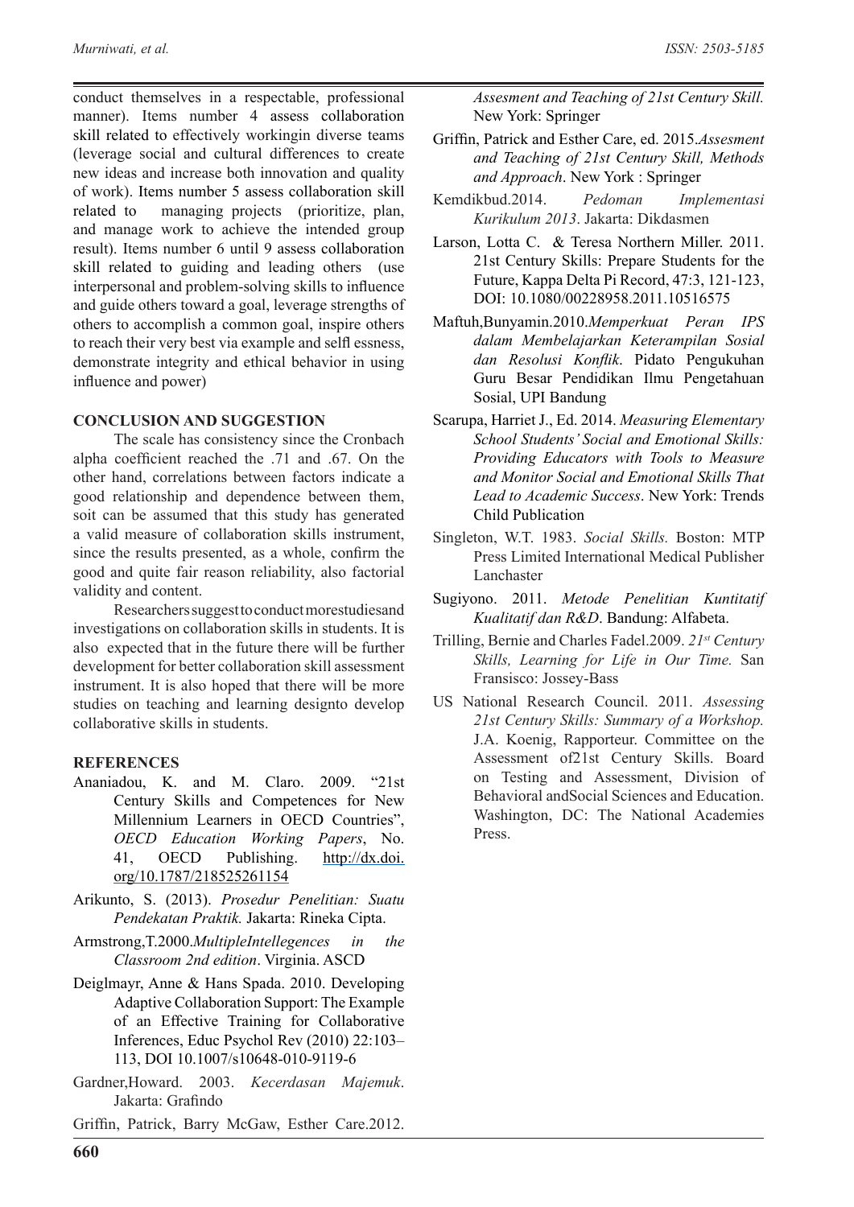conduct themselves in a respectable, professional manner). Items number 4 assess collaboration skill related to effectively workingin diverse teams (leverage social and cultural differences to create new ideas and increase both innovation and quality of work). Items number 5 assess collaboration skill related to managing projects (prioritize, plan, and manage work to achieve the intended group result). Items number 6 until 9 assess collaboration skill related to guiding and leading others (use interpersonal and problem-solving skills to influence and guide others toward a goal, leverage strengths of others to accomplish a common goal, inspire others to reach their very best via example and selfl essness, demonstrate integrity and ethical behavior in using influence and power)

## CONCLUSION AND SUGGESTION

The scale has consistency since the Cronbach alpha coefficient reached the .71 and .67. On the other hand, correlations between factors indicate a good relationship and dependence between them, soit can be assumed that this study has generated a valid measure of collaboration skills instrument, since the results presented, as a whole, confirm the good and quite fair reason reliability, also factorial validity and content.

Researchers suggest to conduct more studies and investigations on collaboration skills in students. It is also expected that in the future there will be further development for better collaboration skill assessment instrument. It is also hoped that there will be more studies on teaching and learning designto develop collaborative skills in students.

## REFERENCES

Ananiadou, K. and M. Claro. 2009. "21st Century Skills and Competences for New Millennium Learners in OECD Countries", *OECD Education Working Papers*, No. 41, OECD Publishing. http://dx.doi.org/10.1787/218525261154

Arikunto, S. (2013). *Prosedur Penelitian: Suatu Pendekatan Praktik.* Jakarta: Rineka Cipta.

Armstrong,T.2000.*MultipleIntellegences in the Classroom 2nd edition*. Virginia. ASCD

Deiglmayr, Anne & Hans Spada. 2010. Developing Adaptive Collaboration Support: The Example of an Effective Training for Collaborative Inferences, Educ Psychol Rev (2010) 22:103–113, DOI 10.1007/s10648-010-9119-6

Gardner,Howard. 2003. *Kecerdasan Majemuk*. Jakarta: Grafindo

Griffin, Patrick, Barry McGaw, Esther Care.2012. *Assesment and Teaching of 21st Century Skill.* New York: Springer

Griffin, Patrick and Esther Care, ed. 2015.*Assesment and Teaching of 21st Century Skill, Methods and Approach*. New York : Springer

Kemdikbud.2014. *Pedoman Implementasi Kurikulum 2013*. Jakarta: Dikdasmen

Larson, Lotta C. & Teresa Northern Miller. 2011. 21st Century Skills: Prepare Students for the Future, Kappa Delta Pi Record, 47:3, 121-123, DOI: 10.1080/00228958.2011.10516575

Maftuh,Bunyamin.2010.*Memperkuat Peran IPS dalam Membelajarkan Keterampilan Sosial dan Resolusi Konflik*. Pidato Pengukuhan Guru Besar Pendidikan Ilmu Pengetahuan Sosial, UPI Bandung

Scarupa, Harriet J., Ed. 2014. *Measuring Elementary School Students' Social and Emotional Skills: Providing Educators with Tools to Measure and Monitor Social and Emotional Skills That Lead to Academic Success*. New York: Trends Child Publication

Singleton, W.T. 1983. *Social Skills.* Boston: MTP Press Limited International Medical Publisher Lanchaster

Sugiyono. 2011. *Metode Penelitian Kuntitatif Kualitatif dan R&D*. Bandung: Alfabeta.

Trilling, Bernie and Charles Fadel.2009. *21st Century Skills, Learning for Life in Our Time.* San Fransisco: Jossey-Bass

US National Research Council. 2011. *Assessing 21st Century Skills: Summary of a Workshop.* J.A. Koenig, Rapporteur. Committee on the Assessment of21st Century Skills. Board on Testing and Assessment, Division of Behavioral andSocial Sciences and Education. Washington, DC: The National Academies Press.